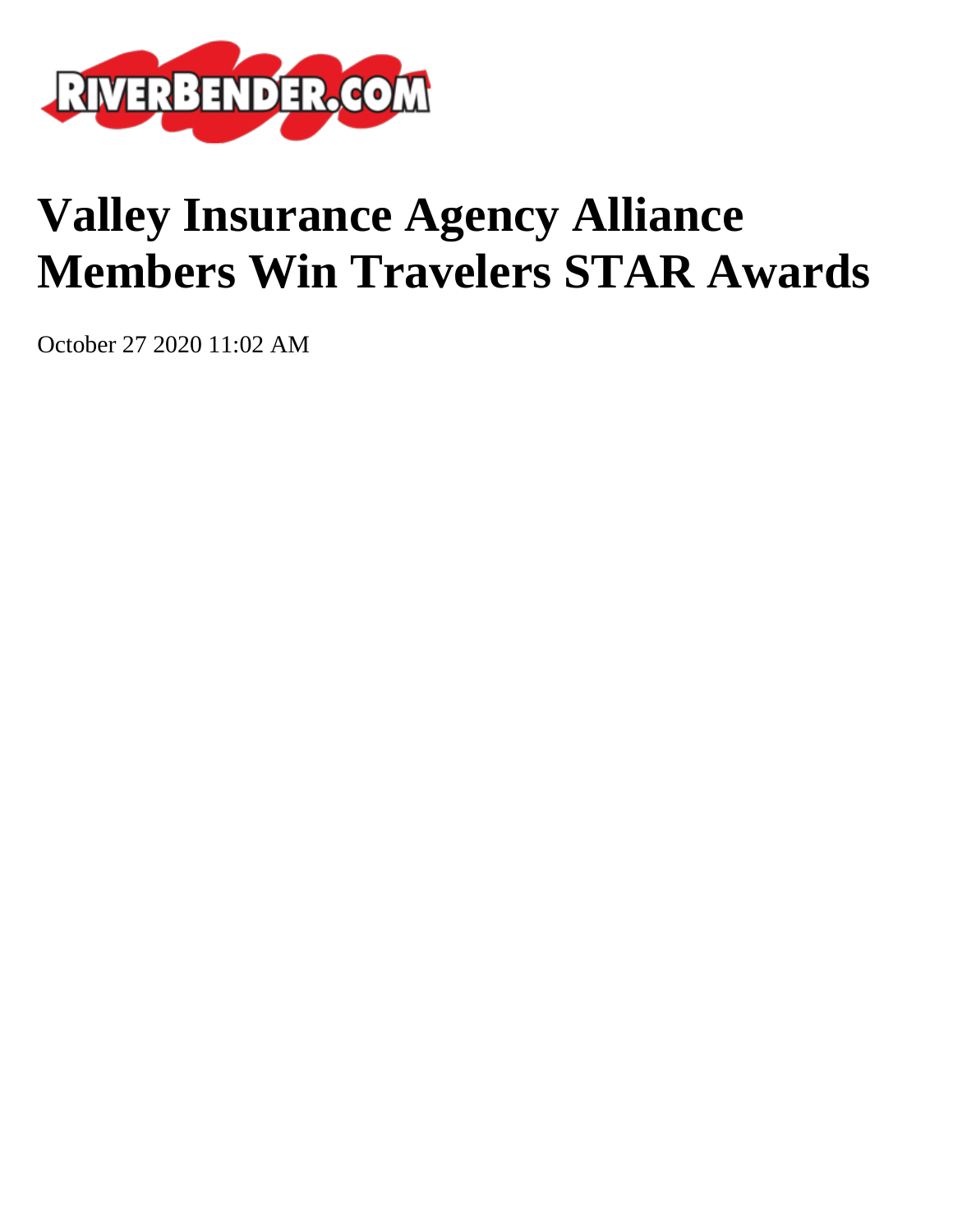RIVERBENDER.COM

# Valley Insurance Agency Alliance Members Win Travelers STAR Awards

October 27 2020 11:02 AM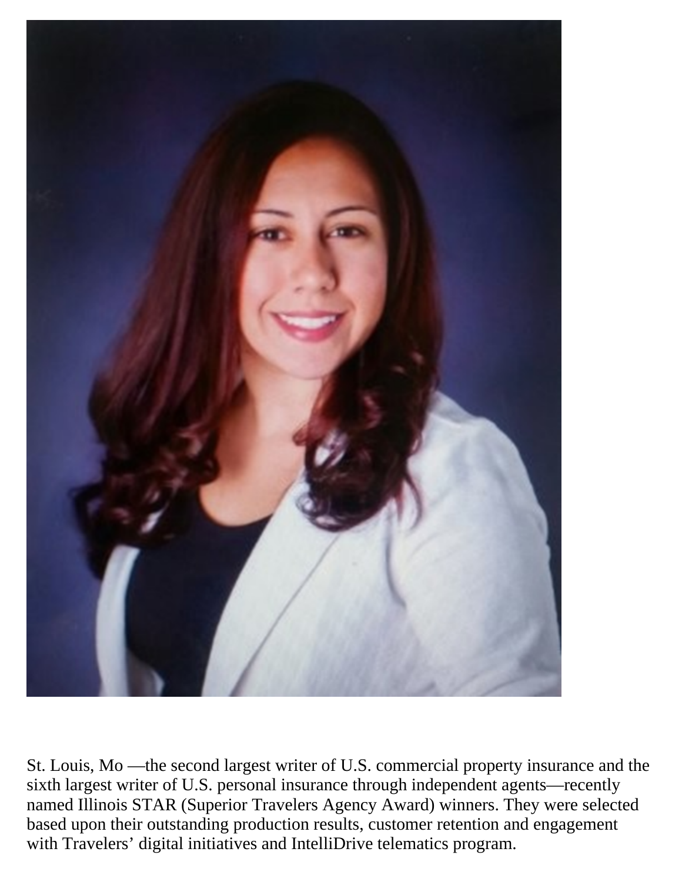St. Louis, Mo —the second largest writer of U.S. commercial property insurance and the sixth largest writer of U.S. personal insurance through independent agents—recently named Illinois STAR (Superior Travelers Agency Award) winners. They were selected based upon their outstanding production results, customer retention and engagement with Travelers' digital initiatives and IntelliDrive telematics program.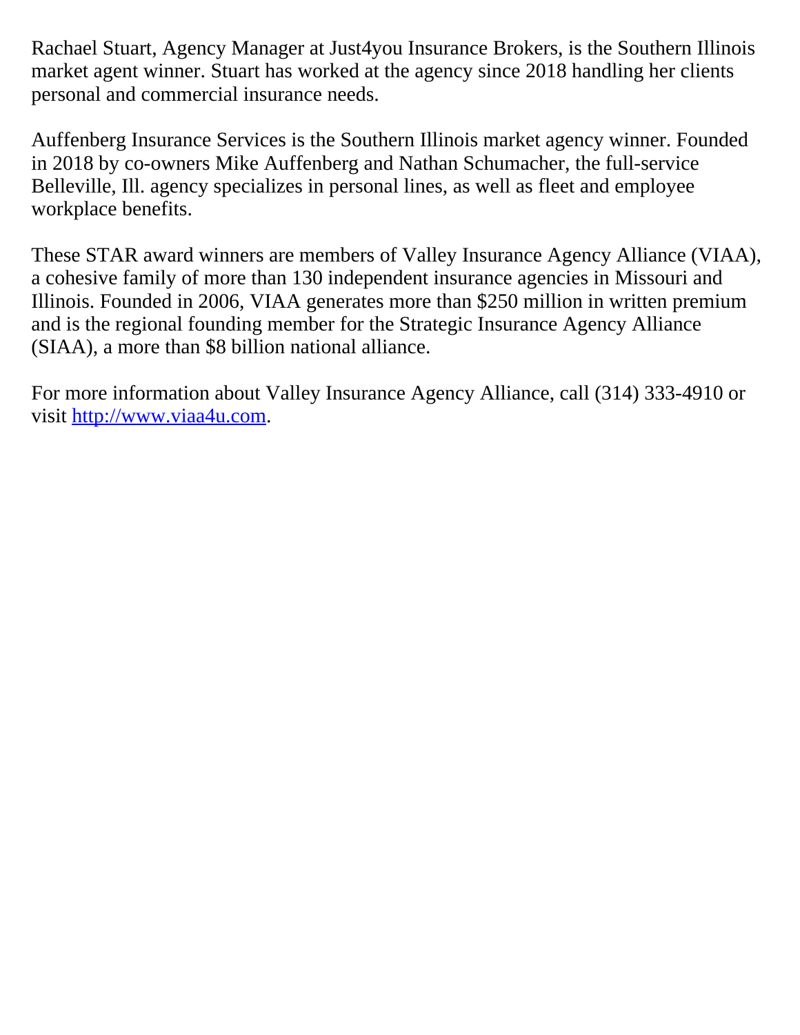Rachael Stuart, Agency Manager at Just4you Insurance Brokers, is the Southern Illinois market agent winner. Stuart has worked at the agency since 2018 handling her clients personal and commercial insurance needs.

Auffenberg Insurance Services is the Southern Illinois market agency winner. Founded in 2018 by co-owners Mike Auffenberg and Nathan Schumacher, the full-service Belleville, Ill. agency specializes in personal lines, as well as fleet and employee workplace benefits.

These STAR award winners are members of Valley Insurance Agency Alliance (VIAA), a cohesive family of more than 130 independent insurance agencies in Missouri and Illinois. Founded in 2006, VIAA generates more than $250 million in written premium and is the regional founding member for the Strategic Insurance Agency Alliance (SIAA), a more than $8 billion national alliance.

For more information about Valley Insurance Agency Alliance, call (314) 333-4910 or visit [http://www.viaa4u.com](http://www.viaa4u.com).